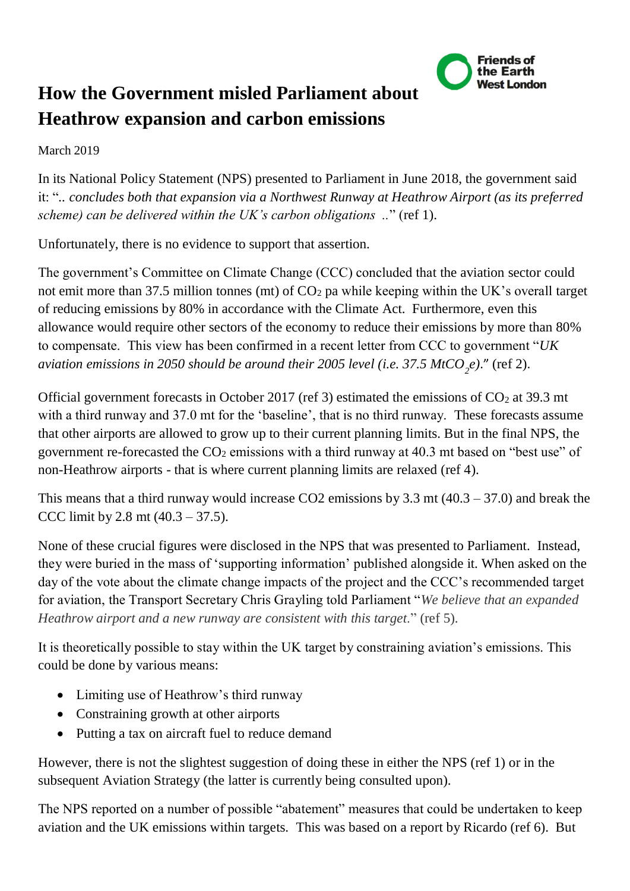# How the Government misled Parliament about Heathrow expansion and carbon emissions

Friends of the Earth West London

March 2019

In its National Policy Statement (NPS) presented to Parliament in June 2018, the government said it: "*.. concludes both that expansion via a Northwest Runway at Heathrow Airport (as its preferred scheme) can be delivered within the UK's carbon obligations ..*" (ref 1).

Unfortunately, there is no evidence to support that assertion.

The government's Committee on Climate Change (CCC) concluded that the aviation sector could not emit more than 37.5 million tonnes (mt) of $CO_2$ pa while keeping within the UK's overall target of reducing emissions by 80% in accordance with the Climate Act. Furthermore, even this allowance would require other sectors of the economy to reduce their emissions by more than 80% to compensate. This view has been confirmed in a recent letter from CCC to government "*UK aviation emissions in 2050 should be around their 2005 level (i.e. 37.5 $MtCO_2e$).*" (ref 2).

Official government forecasts in October 2017 (ref 3) estimated the emissions of $CO_2$ at 39.3 mt with a third runway and 37.0 mt for the 'baseline', that is no third runway. These forecasts assume that other airports are allowed to grow up to their current planning limits. But in the final NPS, the government re-forecasted the $CO_2$ emissions with a third runway at 40.3 mt based on "best use" of non-Heathrow airports - that is where current planning limits are relaxed (ref 4).

This means that a third runway would increase CO2 emissions by 3.3 mt (40.3 – 37.0) and break the CCC limit by 2.8 mt (40.3 – 37.5).

None of these crucial figures were disclosed in the NPS that was presented to Parliament. Instead, they were buried in the mass of 'supporting information' published alongside it. When asked on the day of the vote about the climate change impacts of the project and the CCC's recommended target for aviation, the Transport Secretary Chris Grayling told Parliament "*We believe that an expanded Heathrow airport and a new runway are consistent with this target*." (ref 5).

It is theoretically possible to stay within the UK target by constraining aviation's emissions. This could be done by various means:

- Limiting use of Heathrow's third runway
- Constraining growth at other airports
- Putting a tax on aircraft fuel to reduce demand

However, there is not the slightest suggestion of doing these in either the NPS (ref 1) or in the subsequent Aviation Strategy (the latter is currently being consulted upon).

The NPS reported on a number of possible "abatement" measures that could be undertaken to keep aviation and the UK emissions within targets. This was based on a report by Ricardo (ref 6). But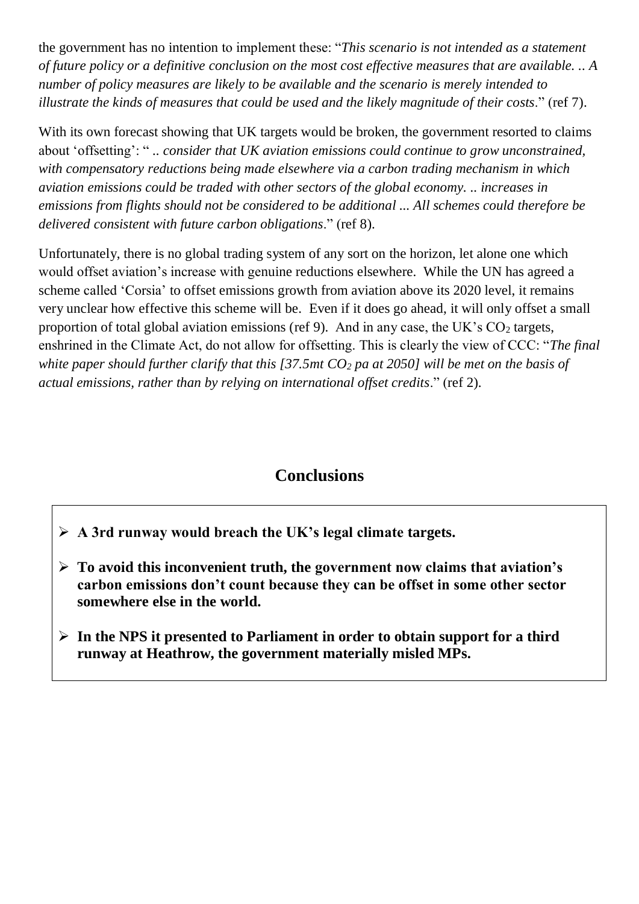the government has no intention to implement these: "*This scenario is not intended as a statement of future policy or a definitive conclusion on the most cost effective measures that are available. .. A number of policy measures are likely to be available and the scenario is merely intended to illustrate the kinds of measures that could be used and the likely magnitude of their costs*." (ref 7).

With its own forecast showing that UK targets would be broken, the government resorted to claims about 'offsetting': " *.. consider that UK aviation emissions could continue to grow unconstrained, with compensatory reductions being made elsewhere via a carbon trading mechanism in which aviation emissions could be traded with other sectors of the global economy. .. increases in emissions from flights should not be considered to be additional ... All schemes could therefore be delivered consistent with future carbon obligations*." (ref 8).

Unfortunately, there is no global trading system of any sort on the horizon, let alone one which would offset aviation's increase with genuine reductions elsewhere. While the UN has agreed a scheme called 'Corsia' to offset emissions growth from aviation above its 2020 level, it remains very unclear how effective this scheme will be. Even if it does go ahead, it will only offset a small proportion of total global aviation emissions (ref 9). And in any case, the UK's $CO_2$ targets, enshrined in the Climate Act, do not allow for offsetting. This is clearly the view of CCC: "*The final white paper should further clarify that this [37.5mt $CO_2$ pa at 2050] will be met on the basis of actual emissions, rather than by relying on international offset credits*." (ref 2).

## Conclusions

- **A 3rd runway would breach the UK's legal climate targets.**
- **To avoid this inconvenient truth, the government now claims that aviation's carbon emissions don't count because they can be offset in some other sector somewhere else in the world.**
- **In the NPS it presented to Parliament in order to obtain support for a third runway at Heathrow, the government materially misled MPs.**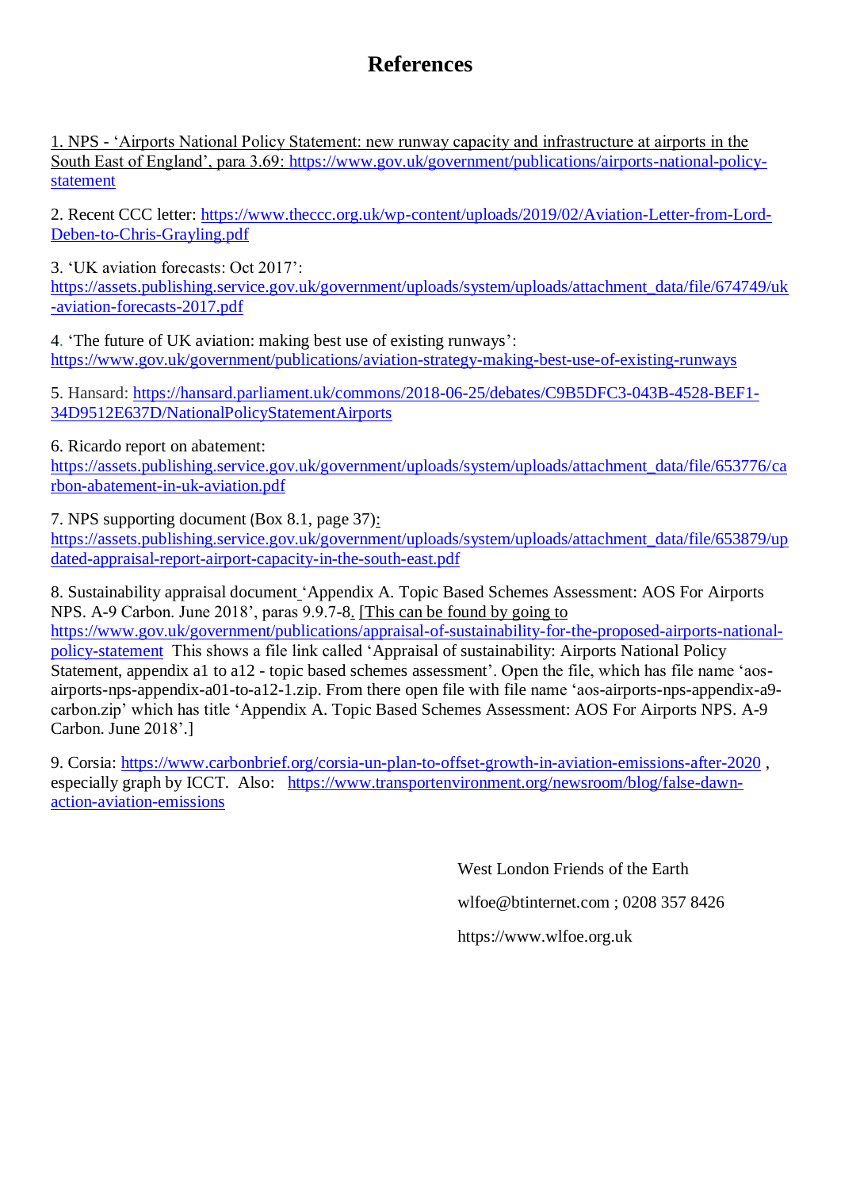# References

1. NPS - 'Airports National Policy Statement: new runway capacity and infrastructure at airports in the South East of England', para 3.69: https://www.gov.uk/government/publications/airports-national-policy-statement

2. Recent CCC letter: https://www.theccc.org.uk/wp-content/uploads/2019/02/Aviation-Letter-from-Lord-Deben-to-Chris-Grayling.pdf

3. 'UK aviation forecasts: Oct 2017': https://assets.publishing.service.gov.uk/government/uploads/system/uploads/attachment_data/file/674749/uk-aviation-forecasts-2017.pdf

4. 'The future of UK aviation: making best use of existing runways': https://www.gov.uk/government/publications/aviation-strategy-making-best-use-of-existing-runways

5. Hansard: https://hansard.parliament.uk/commons/2018-06-25/debates/C9B5DFC3-043B-4528-BEF1-34D9512E637D/NationalPolicyStatementAirports

6. Ricardo report on abatement: https://assets.publishing.service.gov.uk/government/uploads/system/uploads/attachment_data/file/653776/carbon-abatement-in-uk-aviation.pdf

7. NPS supporting document (Box 8.1, page 37): https://assets.publishing.service.gov.uk/government/uploads/system/uploads/attachment_data/file/653879/updated-appraisal-report-airport-capacity-in-the-south-east.pdf

8. Sustainability appraisal document 'Appendix A. Topic Based Schemes Assessment: AOS For Airports NPS. A-9 Carbon. June 2018', paras 9.9.7-8. [This can be found by going to https://www.gov.uk/government/publications/appraisal-of-sustainability-for-the-proposed-airports-national-policy-statement This shows a file link called 'Appraisal of sustainability: Airports National Policy Statement, appendix a1 to a12 - topic based schemes assessment'. Open the file, which has file name 'aos-airports-nps-appendix-a01-to-a12-1.zip. From there open file with file name 'aos-airports-nps-appendix-a9-carbon.zip' which has title 'Appendix A. Topic Based Schemes Assessment: AOS For Airports NPS. A-9 Carbon. June 2018'.]

9. Corsia: https://www.carbonbrief.org/corsia-un-plan-to-offset-growth-in-aviation-emissions-after-2020 , especially graph by ICCT. Also: https://www.transportenvironment.org/newsroom/blog/false-dawn-action-aviation-emissions

West London Friends of the Earth

wlfoe@btinternet.com ; 0208 357 8426

https://www.wlfoe.org.uk